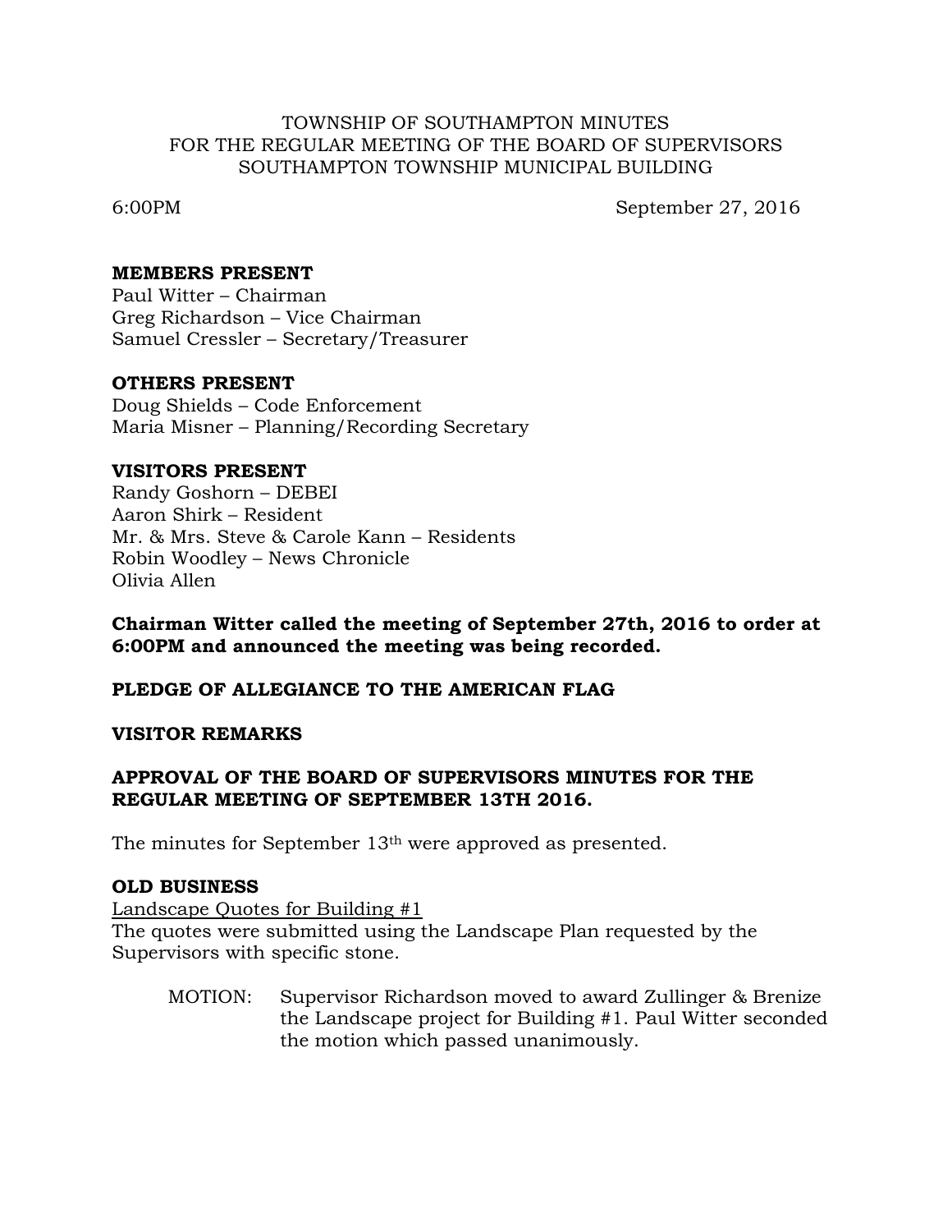TOWNSHIP OF SOUTHAMPTON MINUTES
FOR THE REGULAR MEETING OF THE BOARD OF SUPERVISORS
SOUTHAMPTON TOWNSHIP MUNICIPAL BUILDING

6:00PM September 27, 2016

**MEMBERS PRESENT**
Paul Witter – Chairman
Greg Richardson – Vice Chairman
Samuel Cressler – Secretary/Treasurer

**OTHERS PRESENT**
Doug Shields – Code Enforcement
Maria Misner – Planning/Recording Secretary

**VISITORS PRESENT**
Randy Goshorn – DEBEI
Aaron Shirk – Resident
Mr. & Mrs. Steve & Carole Kann – Residents
Robin Woodley – News Chronicle
Olivia Allen

**Chairman Witter called the meeting of September 27th, 2016 to order at 6:00PM and announced the meeting was being recorded.**

**PLEDGE OF ALLEGIANCE TO THE AMERICAN FLAG**

**VISITOR REMARKS**

**APPROVAL OF THE BOARD OF SUPERVISORS MINUTES FOR THE REGULAR MEETING OF SEPTEMBER 13TH 2016.**

The minutes for September 13th were approved as presented.

**OLD BUSINESS**

Landscape Quotes for Building #1

The quotes were submitted using the Landscape Plan requested by the Supervisors with specific stone.

MOTION: Supervisor Richardson moved to award Zullinger & Brenize the Landscape project for Building #1. Paul Witter seconded the motion which passed unanimously.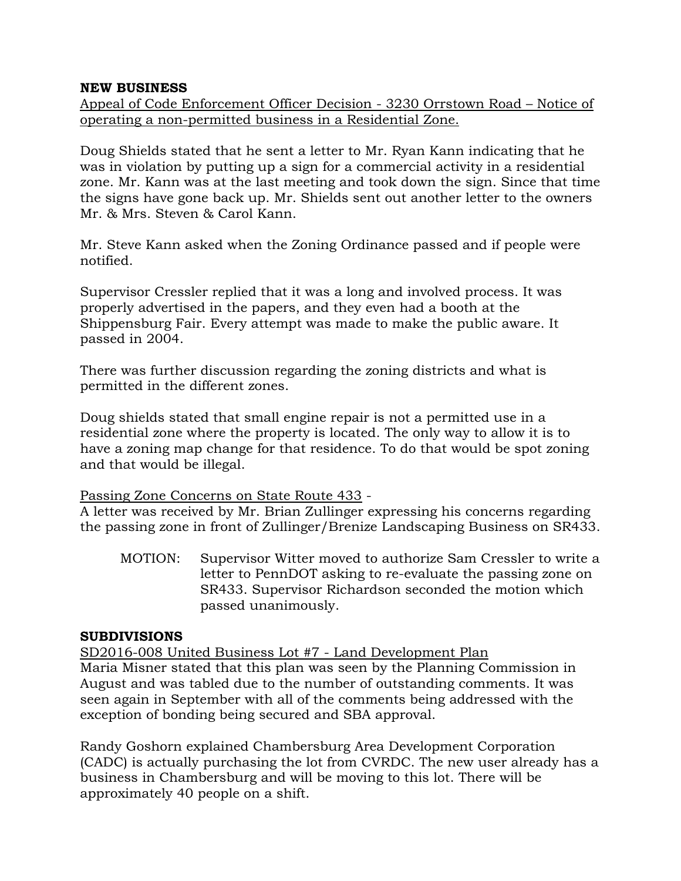**NEW BUSINESS**

Appeal of Code Enforcement Officer Decision - 3230 Orrstown Road – Notice of operating a non-permitted business in a Residential Zone.

Doug Shields stated that he sent a letter to Mr. Ryan Kann indicating that he was in violation by putting up a sign for a commercial activity in a residential zone. Mr. Kann was at the last meeting and took down the sign. Since that time the signs have gone back up. Mr. Shields sent out another letter to the owners Mr. & Mrs. Steven & Carol Kann.

Mr. Steve Kann asked when the Zoning Ordinance passed and if people were notified.

Supervisor Cressler replied that it was a long and involved process. It was properly advertised in the papers, and they even had a booth at the Shippensburg Fair. Every attempt was made to make the public aware. It passed in 2004.

There was further discussion regarding the zoning districts and what is permitted in the different zones.

Doug shields stated that small engine repair is not a permitted use in a residential zone where the property is located. The only way to allow it is to have a zoning map change for that residence. To do that would be spot zoning and that would be illegal.

Passing Zone Concerns on State Route 433 -
A letter was received by Mr. Brian Zullinger expressing his concerns regarding the passing zone in front of Zullinger/Brenize Landscaping Business on SR433.

> MOTION: Supervisor Witter moved to authorize Sam Cressler to write a letter to PennDOT asking to re-evaluate the passing zone on SR433. Supervisor Richardson seconded the motion which passed unanimously.

**SUBDIVISIONS**

SD2016-008 United Business Lot #7 - Land Development Plan
Maria Misner stated that this plan was seen by the Planning Commission in August and was tabled due to the number of outstanding comments. It was seen again in September with all of the comments being addressed with the exception of bonding being secured and SBA approval.

Randy Goshorn explained Chambersburg Area Development Corporation (CADC) is actually purchasing the lot from CVRDC. The new user already has a business in Chambersburg and will be moving to this lot. There will be approximately 40 people on a shift.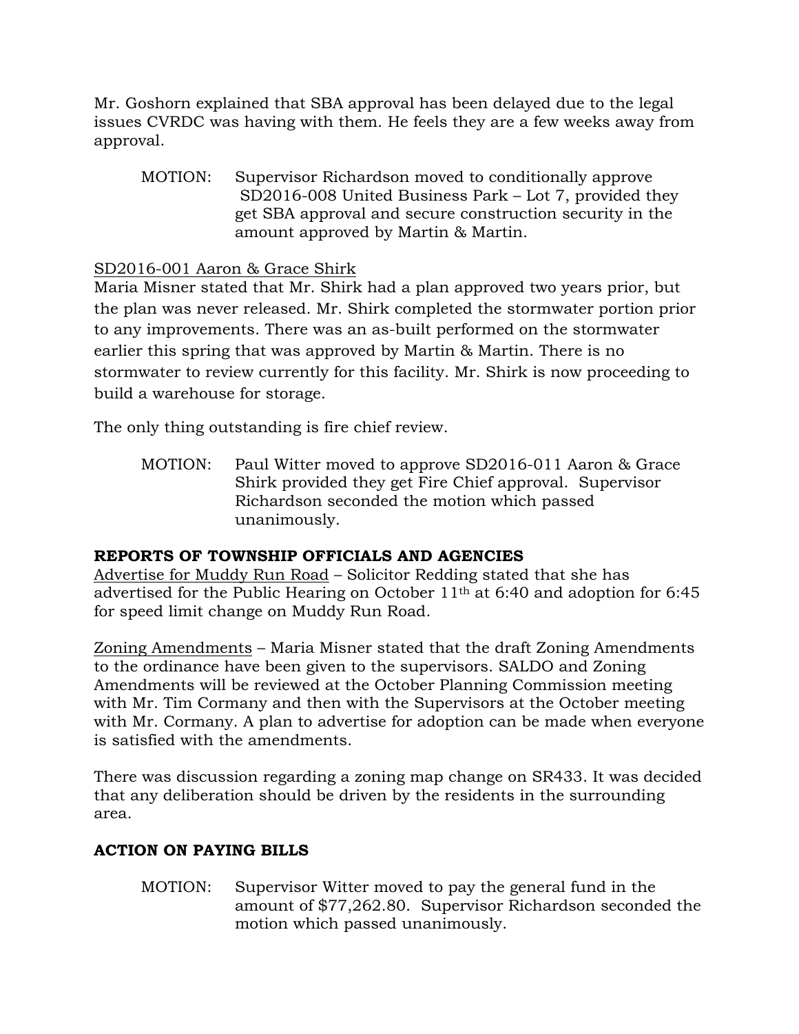Mr. Goshorn explained that SBA approval has been delayed due to the legal issues CVRDC was having with them. He feels they are a few weeks away from approval.

MOTION: Supervisor Richardson moved to conditionally approve SD2016-008 United Business Park – Lot 7, provided they get SBA approval and secure construction security in the amount approved by Martin & Martin.

<u>SD2016-001 Aaron & Grace Shirk</u>

Maria Misner stated that Mr. Shirk had a plan approved two years prior, but the plan was never released. Mr. Shirk completed the stormwater portion prior to any improvements. There was an as-built performed on the stormwater earlier this spring that was approved by Martin & Martin. There is no stormwater to review currently for this facility. Mr. Shirk is now proceeding to build a warehouse for storage.

The only thing outstanding is fire chief review.

MOTION: Paul Witter moved to approve SD2016-011 Aaron & Grace Shirk provided they get Fire Chief approval. Supervisor Richardson seconded the motion which passed unanimously.

**REPORTS OF TOWNSHIP OFFICIALS AND AGENCIES**

<u>Advertise for Muddy Run Road</u> – Solicitor Redding stated that she has advertised for the Public Hearing on October 11th at 6:40 and adoption for 6:45 for speed limit change on Muddy Run Road.

<u>Zoning Amendments</u> – Maria Misner stated that the draft Zoning Amendments to the ordinance have been given to the supervisors. SALDO and Zoning Amendments will be reviewed at the October Planning Commission meeting with Mr. Tim Cormany and then with the Supervisors at the October meeting with Mr. Cormany. A plan to advertise for adoption can be made when everyone is satisfied with the amendments.

There was discussion regarding a zoning map change on SR433. It was decided that any deliberation should be driven by the residents in the surrounding area.

**ACTION ON PAYING BILLS**

MOTION: Supervisor Witter moved to pay the general fund in the amount of $77,262.80. Supervisor Richardson seconded the motion which passed unanimously.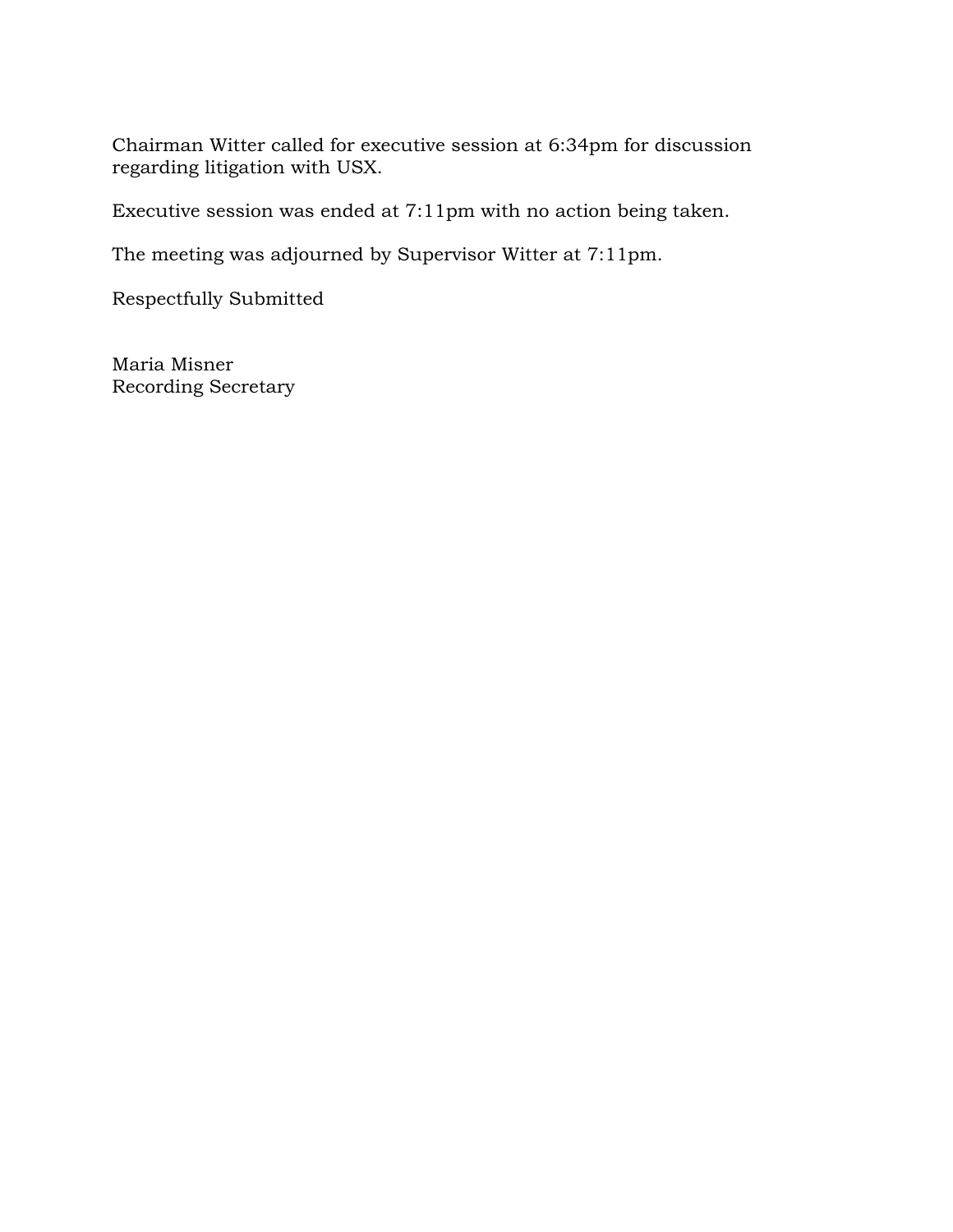Chairman Witter called for executive session at 6:34pm for discussion regarding litigation with USX.

Executive session was ended at 7:11pm with no action being taken.

The meeting was adjourned by Supervisor Witter at 7:11pm.

Respectfully Submitted

Maria Misner
Recording Secretary